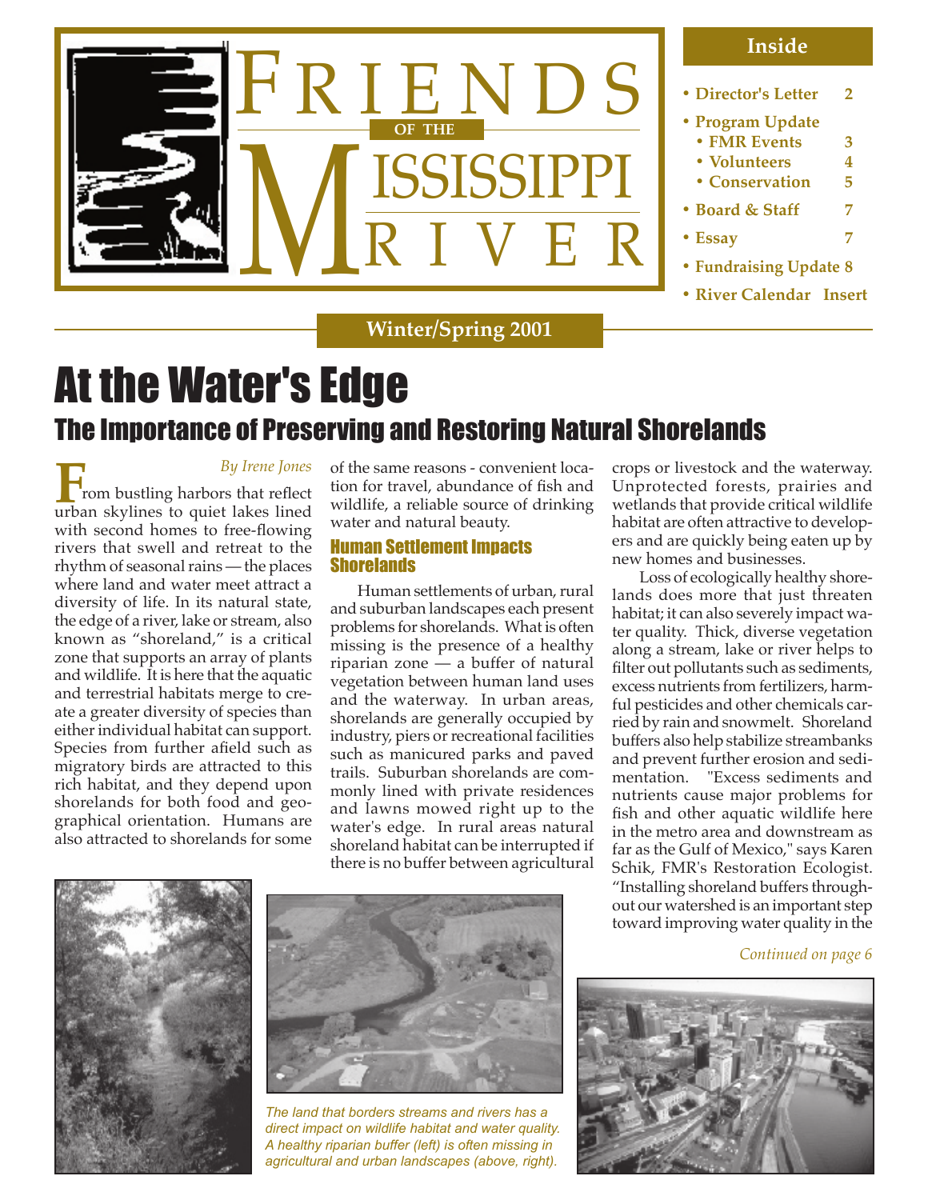# Friends of the Mississippi River

**Inside**

- Director's Letter 2
- Program Update
  - FMR Events 3
  - Volunteers 4
  - Conservation 5
- Board & Staff 7
- Essay 7
- Fundraising Update 8
- River Calendar Insert

**Winter/Spring 2001**

# At the Water's Edge

## The Importance of Preserving and Restoring Natural Shorelands

*By Irene Jones*

From bustling harbors that reflect urban skylines to quiet lakes lined with second homes to free-flowing rivers that swell and retreat to the rhythm of seasonal rains — the places where land and water meet attract a diversity of life. In its natural state, the edge of a river, lake or stream, also known as "shoreland," is a critical zone that supports an array of plants and wildlife. It is here that the aquatic and terrestrial habitats merge to create a greater diversity of species than either individual habitat can support. Species from further afield such as migratory birds are attracted to this rich habitat, and they depend upon shorelands for both food and geographical orientation. Humans are also attracted to shorelands for some of the same reasons - convenient location for travel, abundance of fish and wildlife, a reliable source of drinking water and natural beauty.

### Human Settlement Impacts Shorelands

Human settlements of urban, rural and suburban landscapes each present problems for shorelands. What is often missing is the presence of a healthy riparian zone — a buffer of natural vegetation between human land uses and the waterway. In urban areas, shorelands are generally occupied by industry, piers or recreational facilities such as manicured parks and paved trails. Suburban shorelands are commonly lined with private residences and lawns mowed right up to the water's edge. In rural areas natural shoreland habitat can be interrupted if there is no buffer between agricultural crops or livestock and the waterway. Unprotected forests, prairies and wetlands that provide critical wildlife habitat are often attractive to developers and are quickly being eaten up by new homes and businesses.

Loss of ecologically healthy shorelands does more that just threaten habitat; it can also severely impact water quality. Thick, diverse vegetation along a stream, lake or river helps to filter out pollutants such as sediments, excess nutrients from fertilizers, harmful pesticides and other chemicals carried by rain and snowmelt. Shoreland buffers also help stabilize streambanks and prevent further erosion and sedimentation. "Excess sediments and nutrients cause major problems for fish and other aquatic wildlife here in the metro area and downstream as far as the Gulf of Mexico," says Karen Schik, FMR's Restoration Ecologist. "Installing shoreland buffers throughout our watershed is an important step toward improving water quality in the

*Continued on page 6*

*The land that borders streams and rivers has a direct impact on wildlife habitat and water quality. A healthy riparian buffer (left) is often missing in agricultural and urban landscapes (above, right).*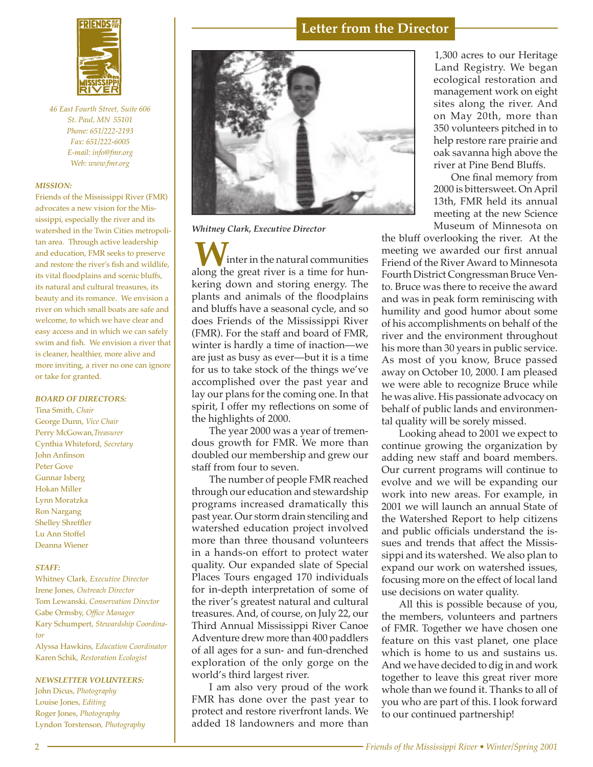46 East Fourth Street, Suite 606
St. Paul, MN 55101
Phone: 651/222-2193
Fax: 651/222-6005
E-mail: info@fmr.org
Web: www.fmr.org

### MISSION:

Friends of the Mississippi River (FMR) advocates a new vision for the Mississippi, especially the river and its watershed in the Twin Cities metropolitan area. Through active leadership and education, FMR seeks to preserve and restore the river's fish and wildlife, its vital floodplains and scenic bluffs, its natural and cultural treasures, its beauty and its romance. We envision a river on which small boats are safe and welcome, to which we have clear and easy access and in which we can safely swim and fish. We envision a river that is cleaner, healthier, more alive and more inviting, a river no one can ignore or take for granted.

### BOARD OF DIRECTORS:

Tina Smith, *Chair*
George Dunn, *Vice Chair*
Perry McGowan, *Treasurer*
Cynthia Whiteford, *Secretary*
John Anfinson
Peter Gove
Gunnar Isberg
Hokan Miller
Lynn Moratzka
Ron Nargang
Shelley Shreffler
Lu Ann Stoffel
Deanna Wiener

### STAFF:

Whitney Clark, *Executive Director*
Irene Jones, *Outreach Director*
Tom Lewanski, *Conservation Director*
Gabe Ormsby, *Office Manager*
Kary Schumpert, *Stewardship Coordinator*
Alyssa Hawkins, *Education Coordinator*
Karen Schik, *Restoration Ecologist*

### NEWSLETTER VOLUNTEERS:

John Dicus, *Photography*
Louise Jones, *Editing*
Roger Jones, *Photography*
Lyndon Torstenson, *Photography*

## Letter from the Director

*Whitney Clark, Executive Director*

Winter in the natural communities along the great river is a time for hunkering down and storing energy. The plants and animals of the floodplains and bluffs have a seasonal cycle, and so does Friends of the Mississippi River (FMR). For the staff and board of FMR, winter is hardly a time of inaction—we are just as busy as ever—but it is a time for us to take stock of the things we've accomplished over the past year and lay our plans for the coming one. In that spirit, I offer my reflections on some of the highlights of 2000.

The year 2000 was a year of tremendous growth for FMR. We more than doubled our membership and grew our staff from four to seven.

The number of people FMR reached through our education and stewardship programs increased dramatically this past year. Our storm drain stenciling and watershed education project involved more than three thousand volunteers in a hands-on effort to protect water quality. Our expanded slate of Special Places Tours engaged 170 individuals for in-depth interpretation of some of the river's greatest natural and cultural treasures. And, of course, on July 22, our Third Annual Mississippi River Canoe Adventure drew more than 400 paddlers of all ages for a sun- and fun-drenched exploration of the only gorge on the world's third largest river.

I am also very proud of the work FMR has done over the past year to protect and restore riverfront lands. We added 18 landowners and more than 1,300 acres to our Heritage Land Registry. We began ecological restoration and management work on eight sites along the river. And on May 20th, more than 350 volunteers pitched in to help restore rare prairie and oak savanna high above the river at Pine Bend Bluffs.

One final memory from 2000 is bittersweet. On April 13th, FMR held its annual meeting at the new Science Museum of Minnesota on the bluff overlooking the river. At the meeting we awarded our first annual Friend of the River Award to Minnesota Fourth District Congressman Bruce Vento. Bruce was there to receive the award and was in peak form reminiscing with humility and good humor about some of his accomplishments on behalf of the river and the environment throughout his more than 30 years in public service. As most of you know, Bruce passed away on October 10, 2000. I am pleased we were able to recognize Bruce while he was alive. His passionate advocacy on behalf of public lands and environmental quality will be sorely missed.

Looking ahead to 2001 we expect to continue growing the organization by adding new staff and board members. Our current programs will continue to evolve and we will be expanding our work into new areas. For example, in 2001 we will launch an annual State of the Watershed Report to help citizens and public officials understand the issues and trends that affect the Mississippi and its watershed. We also plan to expand our work on watershed issues, focusing more on the effect of local land use decisions on water quality.

All this is possible because of you, the members, volunteers and partners of FMR. Together we have chosen one feature on this vast planet, one place which is home to us and sustains us. And we have decided to dig in and work together to leave this great river more whole than we found it. Thanks to all of you who are part of this. I look forward to our continued partnership!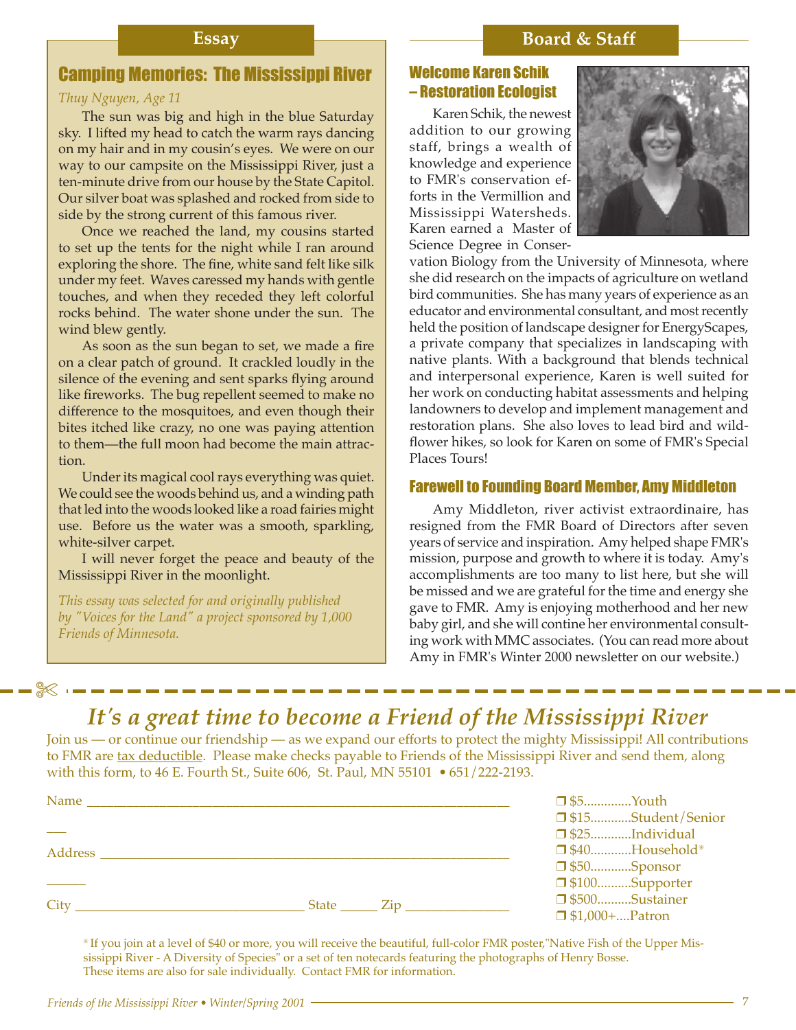## Essay

### Camping Memories: The Mississippi River

*Thuy Nguyen, Age 11*

The sun was big and high in the blue Saturday sky. I lifted my head to catch the warm rays dancing on my hair and in my cousin's eyes. We were on our way to our campsite on the Mississippi River, just a ten-minute drive from our house by the State Capitol. Our silver boat was splashed and rocked from side to side by the strong current of this famous river.

Once we reached the land, my cousins started to set up the tents for the night while I ran around exploring the shore. The fine, white sand felt like silk under my feet. Waves caressed my hands with gentle touches, and when they receded they left colorful rocks behind. The water shone under the sun. The wind blew gently.

As soon as the sun began to set, we made a fire on a clear patch of ground. It crackled loudly in the silence of the evening and sent sparks flying around like fireworks. The bug repellent seemed to make no difference to the mosquitoes, and even though their bites itched like crazy, no one was paying attention to them—the full moon had become the main attraction.

Under its magical cool rays everything was quiet. We could see the woods behind us, and a winding path that led into the woods looked like a road fairies might use. Before us the water was a smooth, sparkling, white-silver carpet.

I will never forget the peace and beauty of the Mississippi River in the moonlight.

*This essay was selected for and originally published by "Voices for the Land" a project sponsored by 1,000 Friends of Minnesota.*

## Board & Staff

### Welcome Karen Schik – Restoration Ecologist

Karen Schik, the newest addition to our growing staff, brings a wealth of knowledge and experience to FMR's conservation efforts in the Vermillion and Mississippi Watersheds. Karen earned a Master of Science Degree in Conservation Biology from the University of Minnesota, where she did research on the impacts of agriculture on wetland bird communities. She has many years of experience as an educator and environmental consultant, and most recently held the position of landscape designer for EnergyScapes, a private company that specializes in landscaping with native plants. With a background that blends technical and interpersonal experience, Karen is well suited for her work on conducting habitat assessments and helping landowners to develop and implement management and restoration plans. She also loves to lead bird and wildflower hikes, so look for Karen on some of FMR's Special Places Tours!

### Farewell to Founding Board Member, Amy Middleton

Amy Middleton, river activist extraordinaire, has resigned from the FMR Board of Directors after seven years of service and inspiration. Amy helped shape FMR's mission, purpose and growth to where it is today. Amy's accomplishments are too many to list here, but she will be missed and we are grateful for the time and energy she gave to FMR. Amy is enjoying motherhood and her new baby girl, and she will contine her environmental consulting work with MMC associates. (You can read more about Amy in FMR's Winter 2000 newsletter on our website.)

## *It's a great time to become a Friend of the Mississippi River*

Join us — or continue our friendship — as we expand our efforts to protect the mighty Mississippi! All contributions to FMR are tax deductible. Please make checks payable to Friends of the Mississippi River and send them, along with this form, to 46 E. Fourth St., Suite 606, St. Paul, MN 55101 • 651/222-2193.

Name ______________________________________________

Address ____________________________________________

City ____________________ State _____ Zip _____________

- ❒ $5..............Youth
- ❒ $15............Student/Senior
- ❒ $25............Individual
- ❒ $40............Household*
- ❒ $50............Sponsor
- ❒ $100..........Supporter
- ❒ $500..........Sustainer
- ❒ $1,000+....Patron

* If you join at a level of $40 or more, you will receive the beautiful, full-color FMR poster,"Native Fish of the Upper Mississippi River - A Diversity of Species" or a set of ten notecards featuring the photographs of Henry Bosse. These items are also for sale individually. Contact FMR for information.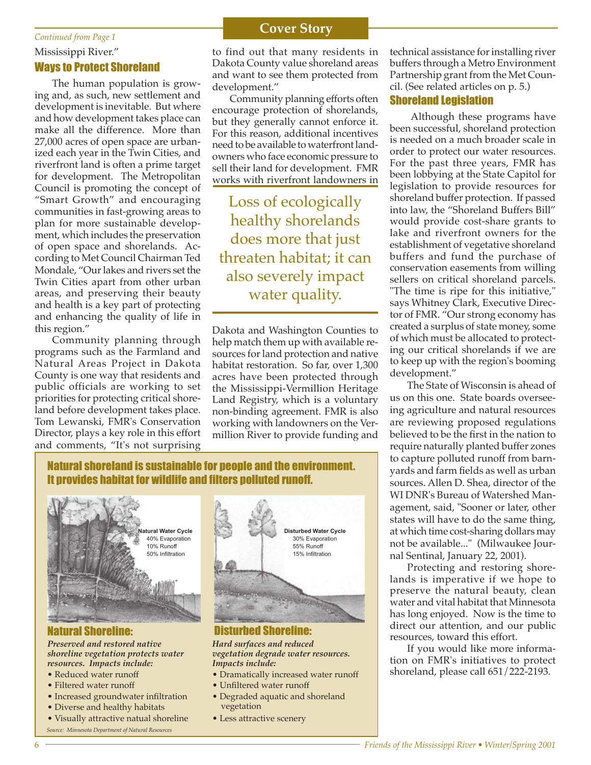*Continued from Page 1*

Mississippi River."

## Ways to Protect Shoreland

The human population is growing and, as such, new settlement and development is inevitable. But where and how development takes place can make all the difference. More than 27,000 acres of open space are urbanized each year in the Twin Cities, and riverfront land is often a prime target for development. The Metropolitan Council is promoting the concept of "Smart Growth" and encouraging communities in fast-growing areas to plan for more sustainable development, which includes the preservation of open space and shorelands. According to Met Council Chairman Ted Mondale, "Our lakes and rivers set the Twin Cities apart from other urban areas, and preserving their beauty and health is a key part of protecting and enhancing the quality of life in this region."

Community planning through programs such as the Farmland and Natural Areas Project in Dakota County is one way that residents and public officials are working to set priorities for protecting critical shoreland before development takes place. Tom Lewanski, FMR's Conservation Director, plays a key role in this effort and comments, "It's not surprising to find out that many residents in Dakota County value shoreland areas and want to see them protected from development."

Community planning efforts often encourage protection of shorelands, but they generally cannot enforce it. For this reason, additional incentives need to be available to waterfront landowners who face economic pressure to sell their land for development. FMR works with riverfront landowners in Dakota and Washington Counties to help match them up with available resources for land protection and native habitat restoration. So far, over 1,300 acres have been protected through the Mississippi-Vermillion Heritage Land Registry, which is a voluntary non-binding agreement. FMR is also working with landowners on the Vermillion River to provide funding and technical assistance for installing river buffers through a Metro Environment Partnership grant from the Met Council. (See related articles on p. 5.)

> Loss of ecologically healthy shorelands does more that just threaten habitat; it can also severely impact water quality.

## Shoreland Legislation

Although these programs have been successful, shoreland protection is needed on a much broader scale in order to protect our water resources. For the past three years, FMR has been lobbying at the State Capitol for legislation to provide resources for shoreland buffer protection. If passed into law, the "Shoreland Buffers Bill" would provide cost-share grants to lake and riverfront owners for the establishment of vegetative shoreland buffers and fund the purchase of conservation easements from willing sellers on critical shoreland parcels. "The time is ripe for this initiative," says Whitney Clark, Executive Director of FMR. "Our strong economy has created a surplus of state money, some of which must be allocated to protecting our critical shorelands if we are to keep up with the region's booming development."

The State of Wisconsin is ahead of us on this one. State boards overseeing agriculture and natural resources are reviewing proposed regulations believed to be the first in the nation to require naturally planted buffer zones to capture polluted runoff from barnyards and farm fields as well as urban sources. Allen D. Shea, director of the WI DNR's Bureau of Watershed Management, said, "Sooner or later, other states will have to do the same thing, at which time cost-sharing dollars may not be available..." (Milwaukee Journal Sentinal, January 22, 2001).

Protecting and restoring shorelands is imperative if we hope to preserve the natural beauty, clean water and vital habitat that Minnesota has long enjoyed. Now is the time to direct our attention, and our public resources, toward this effort.

If you would like more information on FMR's initiatives to protect shoreland, please call 651/222-2193.

---

### Natural shoreland is sustainable for people and the environment. It provides habitat for wildlife and filters polluted runoff.

**Natural Water Cycle**
40% Evaporation
10% Runoff
50% Infiltration

#### Natural Shoreline:

***Preserved and restored native shoreline vegetation protects water resources. Impacts include:***

- Reduced water runoff
- Filtered water runoff
- Increased groundwater infiltration
- Diverse and healthy habitats
- Visually attractive natual shoreline

**Disturbed Water Cycle**
30% Evaporation
55% Runoff
15% Infiltration

#### Disturbed Shoreline:

***Hard surfaces and reduced vegetation degrade water resources. Impacts include:***

- Dramatically increased water runoff
- Unfiltered water runoff
- Degraded aquatic and shoreland vegetation
- Less attractive scenery

*Source: Minnesota Department of Natural Resources*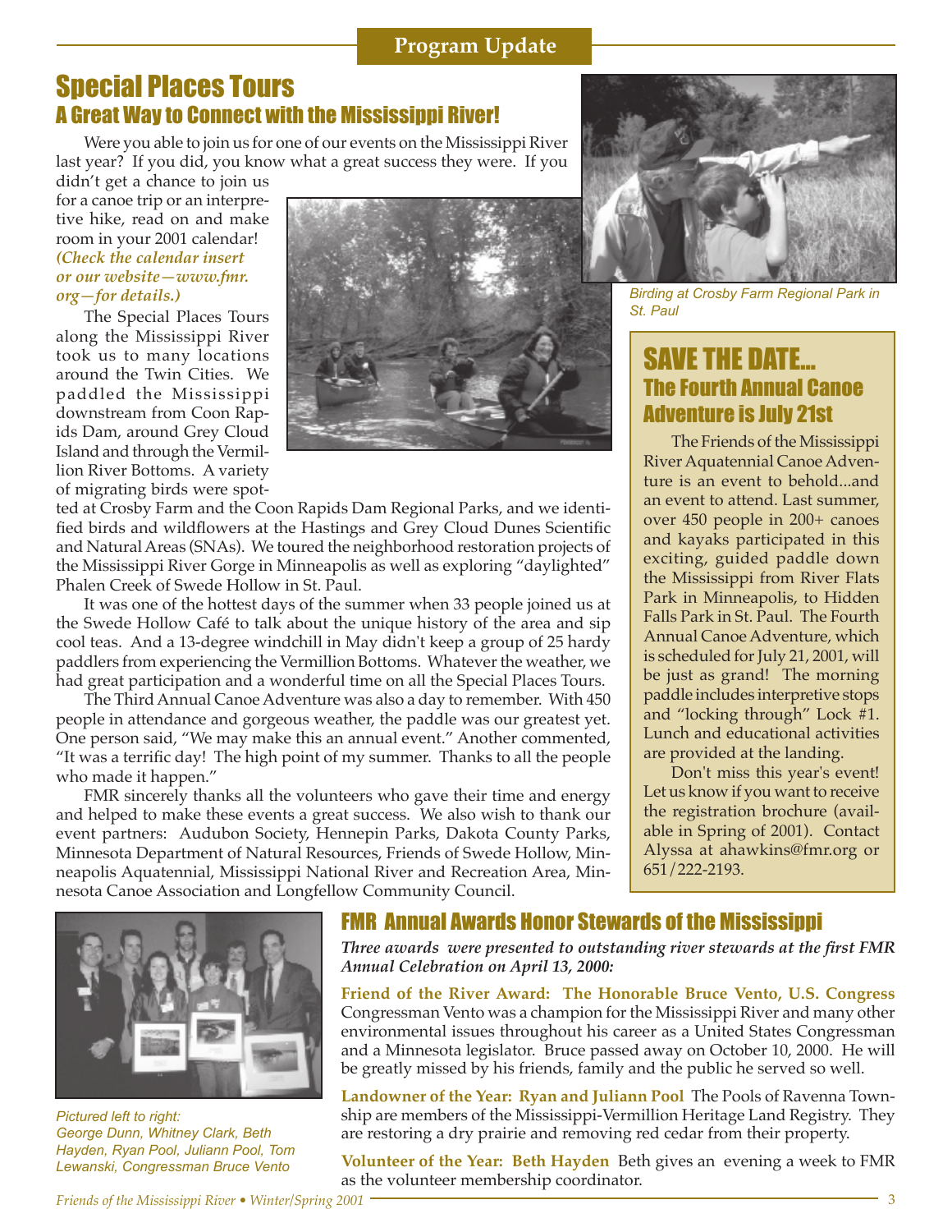## Program Update

# Special Places Tours

## A Great Way to Connect with the Mississippi River!

Were you able to join us for one of our events on the Mississippi River last year? If you did, you know what a great success they were. If you didn't get a chance to join us for a canoe trip or an interpretive hike, read on and make room in your 2001 calendar! ***(Check the calendar insert or our website—www.fmr.org—for details.)***

The Special Places Tours along the Mississippi River took us to many locations around the Twin Cities. We paddled the Mississippi downstream from Coon Rapids Dam, around Grey Cloud Island and through the Vermillion River Bottoms. A variety of migrating birds were spotted at Crosby Farm and the Coon Rapids Dam Regional Parks, and we identified birds and wildflowers at the Hastings and Grey Cloud Dunes Scientific and Natural Areas (SNAs). We toured the neighborhood restoration projects of the Mississippi River Gorge in Minneapolis as well as exploring "daylighted" Phalen Creek of Swede Hollow in St. Paul.

It was one of the hottest days of the summer when 33 people joined us at the Swede Hollow Café to talk about the unique history of the area and sip cool teas. And a 13-degree windchill in May didn't keep a group of 25 hardy paddlers from experiencing the Vermillion Bottoms. Whatever the weather, we had great participation and a wonderful time on all the Special Places Tours.

The Third Annual Canoe Adventure was also a day to remember. With 450 people in attendance and gorgeous weather, the paddle was our greatest yet. One person said, "We may make this an annual event." Another commented, "It was a terrific day! The high point of my summer. Thanks to all the people who made it happen."

FMR sincerely thanks all the volunteers who gave their time and energy and helped to make these events a great success. We also wish to thank our event partners: Audubon Society, Hennepin Parks, Dakota County Parks, Minnesota Department of Natural Resources, Friends of Swede Hollow, Minneapolis Aquatennial, Mississippi National River and Recreation Area, Minnesota Canoe Association and Longfellow Community Council.

*Birding at Crosby Farm Regional Park in St. Paul*

## SAVE THE DATE...

### The Fourth Annual Canoe Adventure is July 21st

The Friends of the Mississippi River Aquatennial Canoe Adventure is an event to behold...and an event to attend. Last summer, over 450 people in 200+ canoes and kayaks participated in this exciting, guided paddle down the Mississippi from River Flats Park in Minneapolis, to Hidden Falls Park in St. Paul. The Fourth Annual Canoe Adventure, which is scheduled for July 21, 2001, will be just as grand! The morning paddle includes interpretive stops and "locking through" Lock #1. Lunch and educational activities are provided at the landing.

Don't miss this year's event! Let us know if you want to receive the registration brochure (available in Spring of 2001). Contact Alyssa at ahawkins@fmr.org or 651/222-2193.

## FMR Annual Awards Honor Stewards of the Mississippi

***Three awards were presented to outstanding river stewards at the first FMR Annual Celebration on April 13, 2000:***

**Friend of the River Award: The Honorable Bruce Vento, U.S. Congress** Congressman Vento was a champion for the Mississippi River and many other environmental issues throughout his career as a United States Congressman and a Minnesota legislator. Bruce passed away on October 10, 2000. He will be greatly missed by his friends, family and the public he served so well.

**Landowner of the Year: Ryan and Juliann Pool** The Pools of Ravenna Township are members of the Mississippi-Vermillion Heritage Land Registry. They are restoring a dry prairie and removing red cedar from their property.

**Volunteer of the Year: Beth Hayden** Beth gives an evening a week to FMR as the volunteer membership coordinator.

*Pictured left to right: George Dunn, Whitney Clark, Beth Hayden, Ryan Pool, Juliann Pool, Tom Lewanski, Congressman Bruce Vento*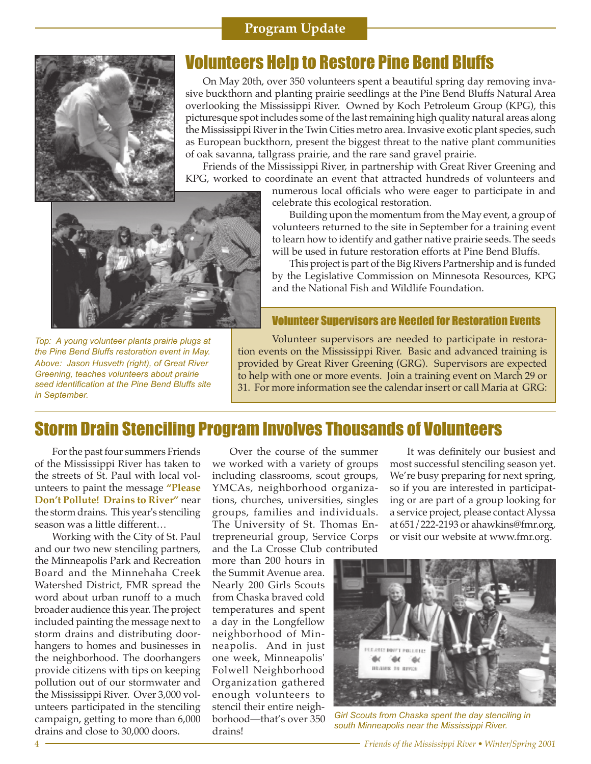Program Update

# Volunteers Help to Restore Pine Bend Bluffs

On May 20th, over 350 volunteers spent a beautiful spring day removing invasive buckthorn and planting prairie seedlings at the Pine Bend Bluffs Natural Area overlooking the Mississippi River. Owned by Koch Petroleum Group (KPG), this picturesque spot includes some of the last remaining high quality natural areas along the Mississippi River in the Twin Cities metro area. Invasive exotic plant species, such as European buckthorn, present the biggest threat to the native plant communities of oak savanna, tallgrass prairie, and the rare sand gravel prairie.

Friends of the Mississippi River, in partnership with Great River Greening and KPG, worked to coordinate an event that attracted hundreds of volunteers and numerous local officials who were eager to participate in and celebrate this ecological restoration.

Building upon the momentum from the May event, a group of volunteers returned to the site in September for a training event to learn how to identify and gather native prairie seeds. The seeds will be used in future restoration efforts at Pine Bend Bluffs.

This project is part of the Big Rivers Partnership and is funded by the Legislative Commission on Minnesota Resources, KPG and the National Fish and Wildlife Foundation.

*Top: A young volunteer plants prairie plugs at the Pine Bend Bluffs restoration event in May. Above: Jason Husveth (right), of Great River Greening, teaches volunteers about prairie seed identification at the Pine Bend Bluffs site in September.*

### Volunteer Supervisors are Needed for Restoration Events

Volunteer supervisors are needed to participate in restoration events on the Mississippi River. Basic and advanced training is provided by Great River Greening (GRG). Supervisors are expected to help with one or more events. Join a training event on March 29 or 31. For more information see the calendar insert or call Maria at GRG:

# Storm Drain Stenciling Program Involves Thousands of Volunteers

For the past four summers Friends of the Mississippi River has taken to the streets of St. Paul with local volunteers to paint the message **"Please Don't Pollute! Drains to River"** near the storm drains. This year's stenciling season was a little different…

Working with the City of St. Paul and our two new stenciling partners, the Minneapolis Park and Recreation Board and the Minnehaha Creek Watershed District, FMR spread the word about urban runoff to a much broader audience this year. The project included painting the message next to storm drains and distributing doorhangers to homes and businesses in the neighborhood. The doorhangers provide citizens with tips on keeping pollution out of our stormwater and the Mississippi River. Over 3,000 volunteers participated in the stenciling campaign, getting to more than 6,000 drains and close to 30,000 doors.

Over the course of the summer we worked with a variety of groups including classrooms, scout groups, YMCAs, neighborhood organizations, churches, universities, singles groups, families and individuals. The University of St. Thomas Entrepreneurial group, Service Corps and the La Crosse Club contributed more than 200 hours in the Summit Avenue area. Nearly 200 Girls Scouts from Chaska braved cold temperatures and spent a day in the Longfellow neighborhood of Minneapolis. And in just one week, Minneapolis' Folwell Neighborhood Organization gathered enough volunteers to stencil their entire neighborhood—that's over 350 drains!

It was definitely our busiest and most successful stenciling season yet. We're busy preparing for next spring, so if you are interested in participating or are part of a group looking for a service project, please contact Alyssa at 651/222-2193 or ahawkins@fmr.org, or visit our website at www.fmr.org.

*Girl Scouts from Chaska spent the day stenciling in south Minneapolis near the Mississippi River.*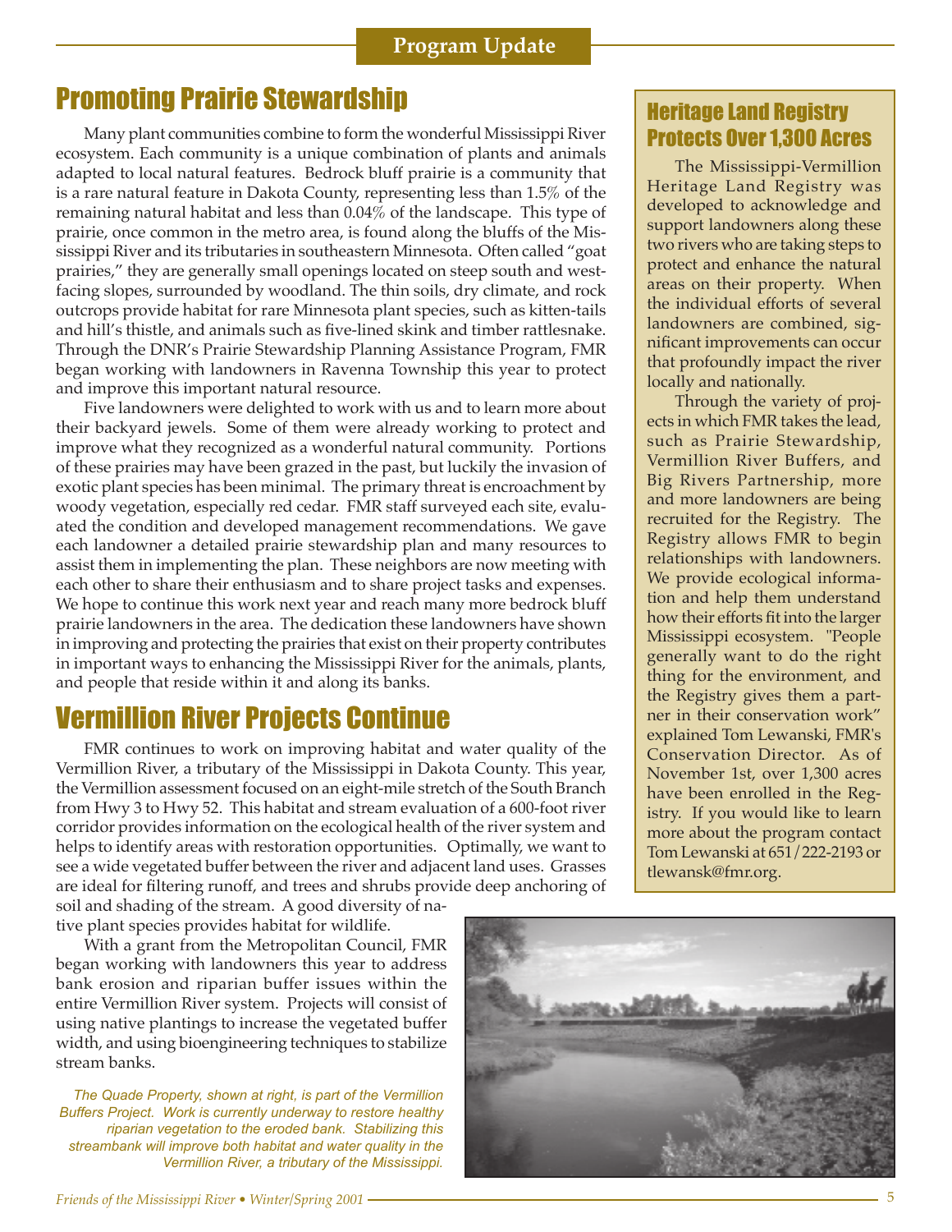## Program Update

# Promoting Prairie Stewardship

Many plant communities combine to form the wonderful Mississippi River ecosystem. Each community is a unique combination of plants and animals adapted to local natural features. Bedrock bluff prairie is a community that is a rare natural feature in Dakota County, representing less than 1.5% of the remaining natural habitat and less than 0.04% of the landscape. This type of prairie, once common in the metro area, is found along the bluffs of the Mississippi River and its tributaries in southeastern Minnesota. Often called "goat prairies," they are generally small openings located on steep south and west-facing slopes, surrounded by woodland. The thin soils, dry climate, and rock outcrops provide habitat for rare Minnesota plant species, such as kitten-tails and hill's thistle, and animals such as five-lined skink and timber rattlesnake. Through the DNR's Prairie Stewardship Planning Assistance Program, FMR began working with landowners in Ravenna Township this year to protect and improve this important natural resource.

Five landowners were delighted to work with us and to learn more about their backyard jewels. Some of them were already working to protect and improve what they recognized as a wonderful natural community. Portions of these prairies may have been grazed in the past, but luckily the invasion of exotic plant species has been minimal. The primary threat is encroachment by woody vegetation, especially red cedar. FMR staff surveyed each site, evaluated the condition and developed management recommendations. We gave each landowner a detailed prairie stewardship plan and many resources to assist them in implementing the plan. These neighbors are now meeting with each other to share their enthusiasm and to share project tasks and expenses. We hope to continue this work next year and reach many more bedrock bluff prairie landowners in the area. The dedication these landowners have shown in improving and protecting the prairies that exist on their property contributes in important ways to enhancing the Mississippi River for the animals, plants, and people that reside within it and along its banks.

# Vermillion River Projects Continue

FMR continues to work on improving habitat and water quality of the Vermillion River, a tributary of the Mississippi in Dakota County. This year, the Vermillion assessment focused on an eight-mile stretch of the South Branch from Hwy 3 to Hwy 52. This habitat and stream evaluation of a 600-foot river corridor provides information on the ecological health of the river system and helps to identify areas with restoration opportunities. Optimally, we want to see a wide vegetated buffer between the river and adjacent land uses. Grasses are ideal for filtering runoff, and trees and shrubs provide deep anchoring of soil and shading of the stream. A good diversity of native plant species provides habitat for wildlife.

With a grant from the Metropolitan Council, FMR began working with landowners this year to address bank erosion and riparian buffer issues within the entire Vermillion River system. Projects will consist of using native plantings to increase the vegetated buffer width, and using bioengineering techniques to stabilize stream banks.

*The Quade Property, shown at right, is part of the Vermillion Buffers Project. Work is currently underway to restore healthy riparian vegetation to the eroded bank. Stabilizing this streambank will improve both habitat and water quality in the Vermillion River, a tributary of the Mississippi.*

## Heritage Land Registry Protects Over 1,300 Acres

The Mississippi-Vermillion Heritage Land Registry was developed to acknowledge and support landowners along these two rivers who are taking steps to protect and enhance the natural areas on their property. When the individual efforts of several landowners are combined, significant improvements can occur that profoundly impact the river locally and nationally.

Through the variety of projects in which FMR takes the lead, such as Prairie Stewardship, Vermillion River Buffers, and Big Rivers Partnership, more and more landowners are being recruited for the Registry. The Registry allows FMR to begin relationships with landowners. We provide ecological information and help them understand how their efforts fit into the larger Mississippi ecosystem. "People generally want to do the right thing for the environment, and the Registry gives them a partner in their conservation work" explained Tom Lewanski, FMR's Conservation Director. As of November 1st, over 1,300 acres have been enrolled in the Registry. If you would like to learn more about the program contact Tom Lewanski at 651/222-2193 or tlewansk@fmr.org.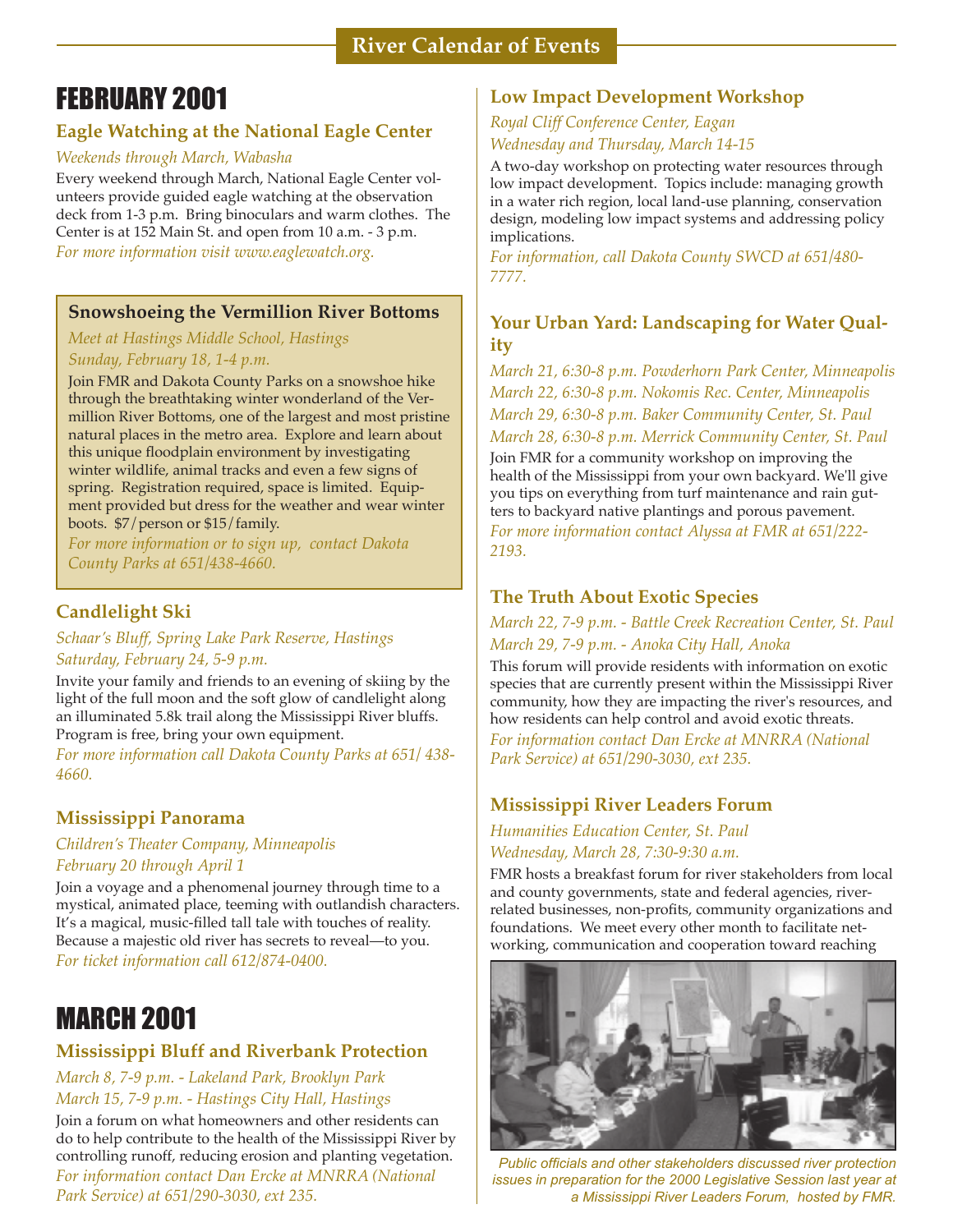## River Calendar of Events

# FEBRUARY 2001

### Eagle Watching at the National Eagle Center

*Weekends through March, Wabasha*

Every weekend through March, National Eagle Center volunteers provide guided eagle watching at the observation deck from 1-3 p.m. Bring binoculars and warm clothes. The Center is at 152 Main St. and open from 10 a.m. - 3 p.m.

*For more information visit www.eaglewatch.org.*

### Snowshoeing the Vermillion River Bottoms

*Meet at Hastings Middle School, Hastings*
*Sunday, February 18, 1-4 p.m.*

Join FMR and Dakota County Parks on a snowshoe hike through the breathtaking winter wonderland of the Vermillion River Bottoms, one of the largest and most pristine natural places in the metro area. Explore and learn about this unique floodplain environment by investigating winter wildlife, animal tracks and even a few signs of spring. Registration required, space is limited. Equipment provided but dress for the weather and wear winter boots. $7/person or $15/family.

*For more information or to sign up, contact Dakota County Parks at 651/438-4660.*

### Candlelight Ski

*Schaar's Bluff, Spring Lake Park Reserve, Hastings*
*Saturday, February 24, 5-9 p.m.*

Invite your family and friends to an evening of skiing by the light of the full moon and the soft glow of candlelight along an illuminated 5.8k trail along the Mississippi River bluffs. Program is free, bring your own equipment.

*For more information call Dakota County Parks at 651/ 438-4660.*

### Mississippi Panorama

*Children's Theater Company, Minneapolis*
*February 20 through April 1*

Join a voyage and a phenomenal journey through time to a mystical, animated place, teeming with outlandish characters. It's a magical, music-filled tall tale with touches of reality. Because a majestic old river has secrets to reveal—to you.

*For ticket information call 612/874-0400.*

# MARCH 2001

### Mississippi Bluff and Riverbank Protection

*March 8, 7-9 p.m. - Lakeland Park, Brooklyn Park*
*March 15, 7-9 p.m. - Hastings City Hall, Hastings*

Join a forum on what homeowners and other residents can do to help contribute to the health of the Mississippi River by controlling runoff, reducing erosion and planting vegetation.

*For information contact Dan Ercke at MNRRA (National Park Service) at 651/290-3030, ext 235.*

### Low Impact Development Workshop

*Royal Cliff Conference Center, Eagan*
*Wednesday and Thursday, March 14-15*

A two-day workshop on protecting water resources through low impact development. Topics include: managing growth in a water rich region, local land-use planning, conservation design, modeling low impact systems and addressing policy implications.

*For information, call Dakota County SWCD at 651/480-7777.*

### Your Urban Yard: Landscaping for Water Quality

*March 21, 6:30-8 p.m. Powderhorn Park Center, Minneapolis*
*March 22, 6:30-8 p.m. Nokomis Rec. Center, Minneapolis*
*March 29, 6:30-8 p.m. Baker Community Center, St. Paul*
*March 28, 6:30-8 p.m. Merrick Community Center, St. Paul*

Join FMR for a community workshop on improving the health of the Mississippi from your own backyard. We'll give you tips on everything from turf maintenance and rain gutters to backyard native plantings and porous pavement.

*For more information contact Alyssa at FMR at 651/222-2193.*

### The Truth About Exotic Species

*March 22, 7-9 p.m. - Battle Creek Recreation Center, St. Paul*
*March 29, 7-9 p.m. - Anoka City Hall, Anoka*

This forum will provide residents with information on exotic species that are currently present within the Mississippi River community, how they are impacting the river's resources, and how residents can help control and avoid exotic threats.

*For information contact Dan Ercke at MNRRA (National Park Service) at 651/290-3030, ext 235.*

### Mississippi River Leaders Forum

*Humanities Education Center, St. Paul*
*Wednesday, March 28, 7:30-9:30 a.m.*

FMR hosts a breakfast forum for river stakeholders from local and county governments, state and federal agencies, river-related businesses, non-profits, community organizations and foundations. We meet every other month to facilitate networking, communication and cooperation toward reaching

*Public officials and other stakeholders discussed river protection issues in preparation for the 2000 Legislative Session last year at a Mississippi River Leaders Forum, hosted by FMR.*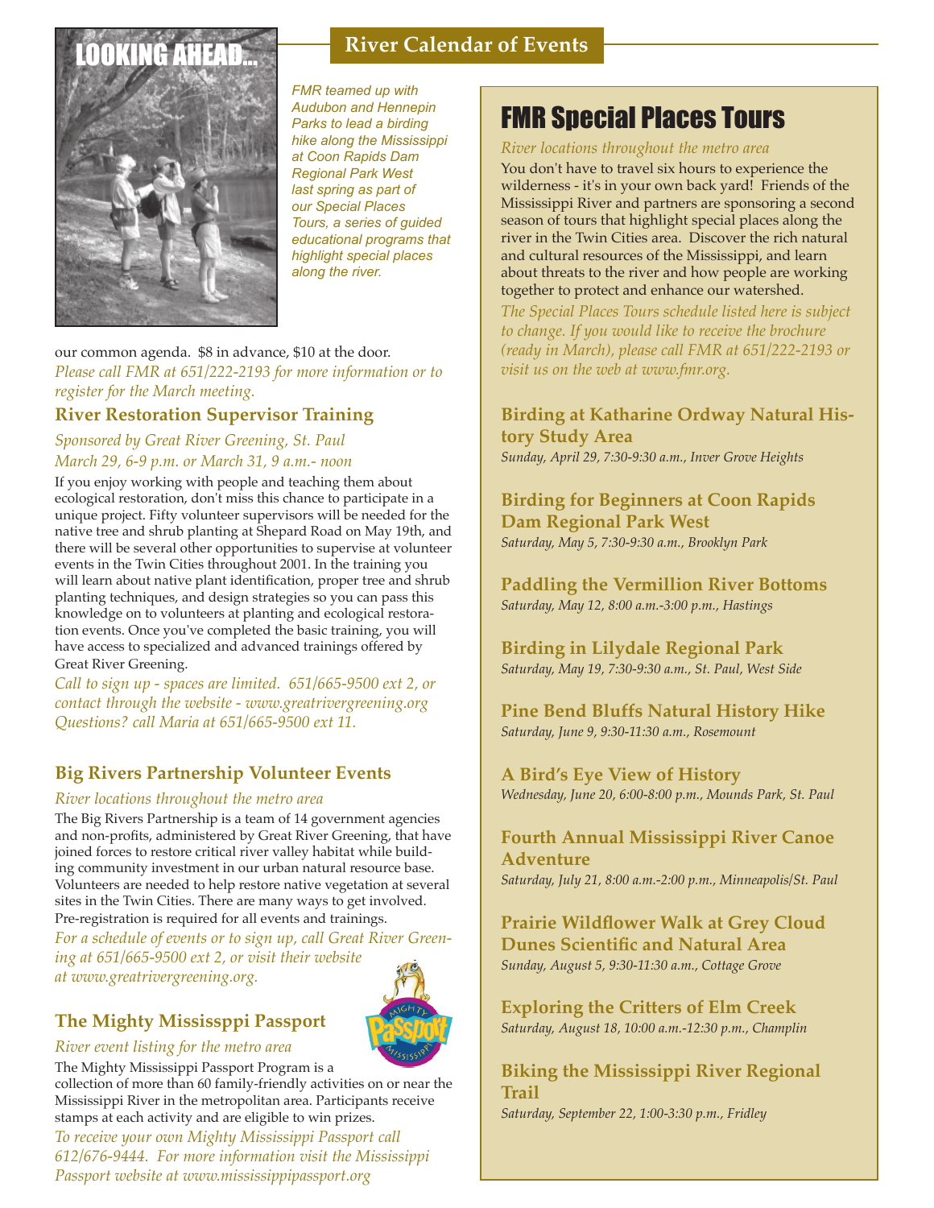# LOOKING AHEAD...

## River Calendar of Events

*FMR teamed up with Audubon and Hennepin Parks to lead a birding hike along the Mississippi at Coon Rapids Dam Regional Park West last spring as part of our Special Places Tours, a series of guided educational programs that highlight special places along the river.*

our common agenda. $8 in advance, $10 at the door.

*Please call FMR at 651/222-2193 for more information or to register for the March meeting.*

### River Restoration Supervisor Training

*Sponsored by Great River Greening, St. Paul*
*March 29, 6-9 p.m. or March 31, 9 a.m.- noon*

If you enjoy working with people and teaching them about ecological restoration, don't miss this chance to participate in a unique project. Fifty volunteer supervisors will be needed for the native tree and shrub planting at Shepard Road on May 19th, and there will be several other opportunities to supervise at volunteer events in the Twin Cities throughout 2001. In the training you will learn about native plant identification, proper tree and shrub planting techniques, and design strategies so you can pass this knowledge on to volunteers at planting and ecological restoration events. Once you've completed the basic training, you will have access to specialized and advanced trainings offered by Great River Greening.

*Call to sign up - spaces are limited. 651/665-9500 ext 2, or contact through the website - www.greatrivergreening.org Questions? call Maria at 651/665-9500 ext 11.*

### Big Rivers Partnership Volunteer Events

*River locations throughout the metro area*

The Big Rivers Partnership is a team of 14 government agencies and non-profits, administered by Great River Greening, that have joined forces to restore critical river valley habitat while building community investment in our urban natural resource base. Volunteers are needed to help restore native vegetation at several sites in the Twin Cities. There are many ways to get involved. Pre-registration is required for all events and trainings.

*For a schedule of events or to sign up, call Great River Greening at 651/665-9500 ext 2, or visit their website at www.greatrivergreening.org.*

### The Mighty Mississppi Passport

*River event listing for the metro area*

The Mighty Mississppi Passport Program is a collection of more than 60 family-friendly activities on or near the Mississippi River in the metropolitan area. Participants receive stamps at each activity and are eligible to win prizes.

*To receive your own Mighty Mississippi Passport call 612/676-9444. For more information visit the Mississippi Passport website at www.mississippipassport.org*

## FMR Special Places Tours

*River locations throughout the metro area*

You don't have to travel six hours to experience the wilderness - it's in your own back yard! Friends of the Mississippi River and partners are sponsoring a second season of tours that highlight special places along the river in the Twin Cities area. Discover the rich natural and cultural resources of the Mississippi, and learn about threats to the river and how people are working together to protect and enhance our watershed.

*The Special Places Tours schedule listed here is subject to change. If you would like to receive the brochure (ready in March), please call FMR at 651/222-2193 or visit us on the web at www.fmr.org.*

### Birding at Katharine Ordway Natural History Study Area

*Sunday, April 29, 7:30-9:30 a.m., Inver Grove Heights*

### Birding for Beginners at Coon Rapids Dam Regional Park West

*Saturday, May 5, 7:30-9:30 a.m., Brooklyn Park*

### Paddling the Vermillion River Bottoms

*Saturday, May 12, 8:00 a.m.-3:00 p.m., Hastings*

### Birding in Lilydale Regional Park

*Saturday, May 19, 7:30-9:30 a.m., St. Paul, West Side*

### Pine Bend Bluffs Natural History Hike

*Saturday, June 9, 9:30-11:30 a.m., Rosemount*

### A Bird's Eye View of History

*Wednesday, June 20, 6:00-8:00 p.m., Mounds Park, St. Paul*

### Fourth Annual Mississippi River Canoe Adventure

*Saturday, July 21, 8:00 a.m.-2:00 p.m., Minneapolis/St. Paul*

### Prairie Wildflower Walk at Grey Cloud Dunes Scientific and Natural Area

*Sunday, August 5, 9:30-11:30 a.m., Cottage Grove*

### Exploring the Critters of Elm Creek

*Saturday, August 18, 10:00 a.m.-12:30 p.m., Champlin*

### Biking the Mississippi River Regional Trail

*Saturday, September 22, 1:00-3:30 p.m., Fridley*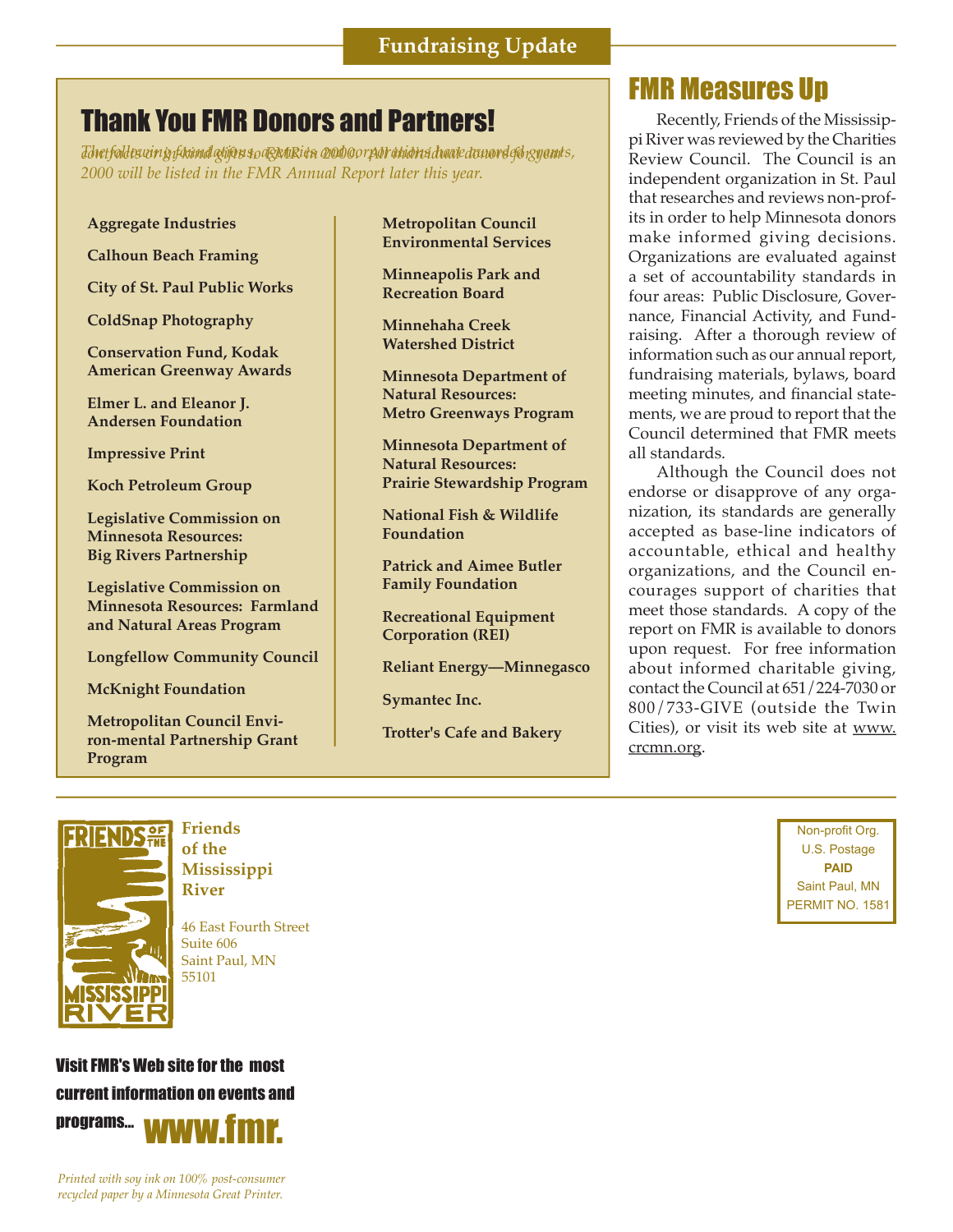## Fundraising Update

# Thank You FMR Donors and Partners!

*The following foundations, agencies and corporations have awarded grants, contracts or in-kind gifts to FMR in 2000. All individual donors for year 2000 will be listed in the FMR Annual Report later this year.*

**Aggregate Industries**

**Calhoun Beach Framing**

**City of St. Paul Public Works**

**ColdSnap Photography**

**Conservation Fund, Kodak American Greenway Awards**

**Elmer L. and Eleanor J. Andersen Foundation**

**Impressive Print**

**Koch Petroleum Group**

**Legislative Commission on Minnesota Resources: Big Rivers Partnership**

**Legislative Commission on Minnesota Resources: Farmland and Natural Areas Program**

**Longfellow Community Council**

**McKnight Foundation**

**Metropolitan Council Environ-mental Partnership Grant Program**

**Metropolitan Council Environmental Services**

**Minneapolis Park and Recreation Board**

**Minnehaha Creek Watershed District**

**Minnesota Department of Natural Resources: Metro Greenways Program**

**Minnesota Department of Natural Resources: Prairie Stewardship Program**

**National Fish & Wildlife Foundation**

**Patrick and Aimee Butler Family Foundation**

**Recreational Equipment Corporation (REI)**

**Reliant Energy—Minnegasco**

**Symantec Inc.**

**Trotter's Cafe and Bakery**

# FMR Measures Up

Recently, Friends of the Mississippi River was reviewed by the Charities Review Council. The Council is an independent organization in St. Paul that researches and reviews non-profits in order to help Minnesota donors make informed giving decisions. Organizations are evaluated against a set of accountability standards in four areas: Public Disclosure, Governance, Financial Activity, and Fundraising. After a thorough review of information such as our annual report, fundraising materials, bylaws, board meeting minutes, and financial statements, we are proud to report that the Council determined that FMR meets all standards.

Although the Council does not endorse or disapprove of any organization, its standards are generally accepted as base-line indicators of accountable, ethical and healthy organizations, and the Council encourages support of charities that meet those standards. A copy of the report on FMR is available to donors upon request. For free information about informed charitable giving, contact the Council at 651/224-7030 or 800/733-GIVE (outside the Twin Cities), or visit its web site at www.crcmn.org.

**Friends of the Mississippi River**

46 East Fourth Street
Suite 606
Saint Paul, MN
55101

Non-profit Org.
U.S. Postage
**PAID**
Saint Paul, MN
PERMIT NO. 1581

**Visit FMR's Web site for the most current information on events and programs... www.fmr.**

*Printed with soy ink on 100% post-consumer recycled paper by a Minnesota Great Printer.*